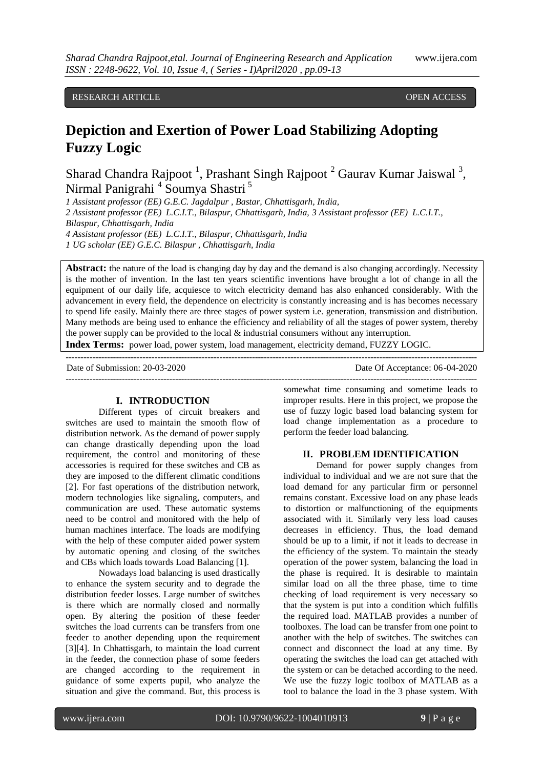RESEARCH ARTICLE OPEN ACCESS

# Depiction and Exertion of Power Load Stabilizing Adopting Fuzzy Logic

Sharad Chandra Rajpoot [1], Prashant Singh Rajpoot [2] Gaurav Kumar Jaiswal [3], Nirmal Panigrahi [4] Soumya Shastri [5]

*1 Assistant professor (EE) G.E.C. Jagdalpur , Bastar, Chhattisgarh, India,*
*2 Assistant professor (EE) L.C.I.T., Bilaspur, Chhattisgarh, India, 3 Assistant professor (EE) L.C.I.T., Bilaspur, Chhattisgarh, India*
*4 Assistant professor (EE) L.C.I.T., Bilaspur, Chhattisgarh, India*
*1 UG scholar (EE) G.E.C. Bilaspur , Chhattisgarh, India*

**Abstract:** the nature of the load is changing day by day and the demand is also changing accordingly. Necessity is the mother of invention. In the last ten years scientific inventions have brought a lot of change in all the equipment of our daily life, acquiesce to witch electricity demand has also enhanced considerably. With the advancement in every field, the dependence on electricity is constantly increasing and is has becomes necessary to spend life easily. Mainly there are three stages of power system i.e. generation, transmission and distribution. Many methods are being used to enhance the efficiency and reliability of all the stages of power system, thereby the power supply can be provided to the local & industrial consumers without any interruption.

**Index Terms:** power load, power system, load management, electricity demand, FUZZY LOGIC.

Date of Submission: 20-03-2020 Date Of Acceptance: 06-04-2020

## I. INTRODUCTION

Different types of circuit breakers and switches are used to maintain the smooth flow of distribution network. As the demand of power supply can change drastically depending upon the load requirement, the control and monitoring of these accessories is required for these switches and CB as they are imposed to the different climatic conditions [2]. For fast operations of the distribution network, modern technologies like signaling, computers, and communication are used. These automatic systems need to be control and monitored with the help of human machines interface. The loads are modifying with the help of these computer aided power system by automatic opening and closing of the switches and CBs which loads towards Load Balancing [1].

Nowadays load balancing is used drastically to enhance the system security and to degrade the distribution feeder losses. Large number of switches is there which are normally closed and normally open. By altering the position of these feeder switches the load currents can be transfers from one feeder to another depending upon the requirement [3][4]. In Chhattisgarh, to maintain the load current in the feeder, the connection phase of some feeders are changed according to the requirement in guidance of some experts pupil, who analyze the situation and give the command. But, this process is somewhat time consuming and sometime leads to improper results. Here in this project, we propose the use of fuzzy logic based load balancing system for load change implementation as a procedure to perform the feeder load balancing.

## II. PROBLEM IDENTIFICATION

Demand for power supply changes from individual to individual and we are not sure that the load demand for any particular firm or personnel remains constant. Excessive load on any phase leads to distortion or malfunctioning of the equipments associated with it. Similarly very less load causes decreases in efficiency. Thus, the load demand should be up to a limit, if not it leads to decrease in the efficiency of the system. To maintain the steady operation of the power system, balancing the load in the phase is required. It is desirable to maintain similar load on all the three phase, time to time checking of load requirement is very necessary so that the system is put into a condition which fulfills the required load. MATLAB provides a number of toolboxes. The load can be transfer from one point to another with the help of switches. The switches can connect and disconnect the load at any time. By operating the switches the load can get attached with the system or can be detached according to the need. We use the fuzzy logic toolbox of MATLAB as a tool to balance the load in the 3 phase system. With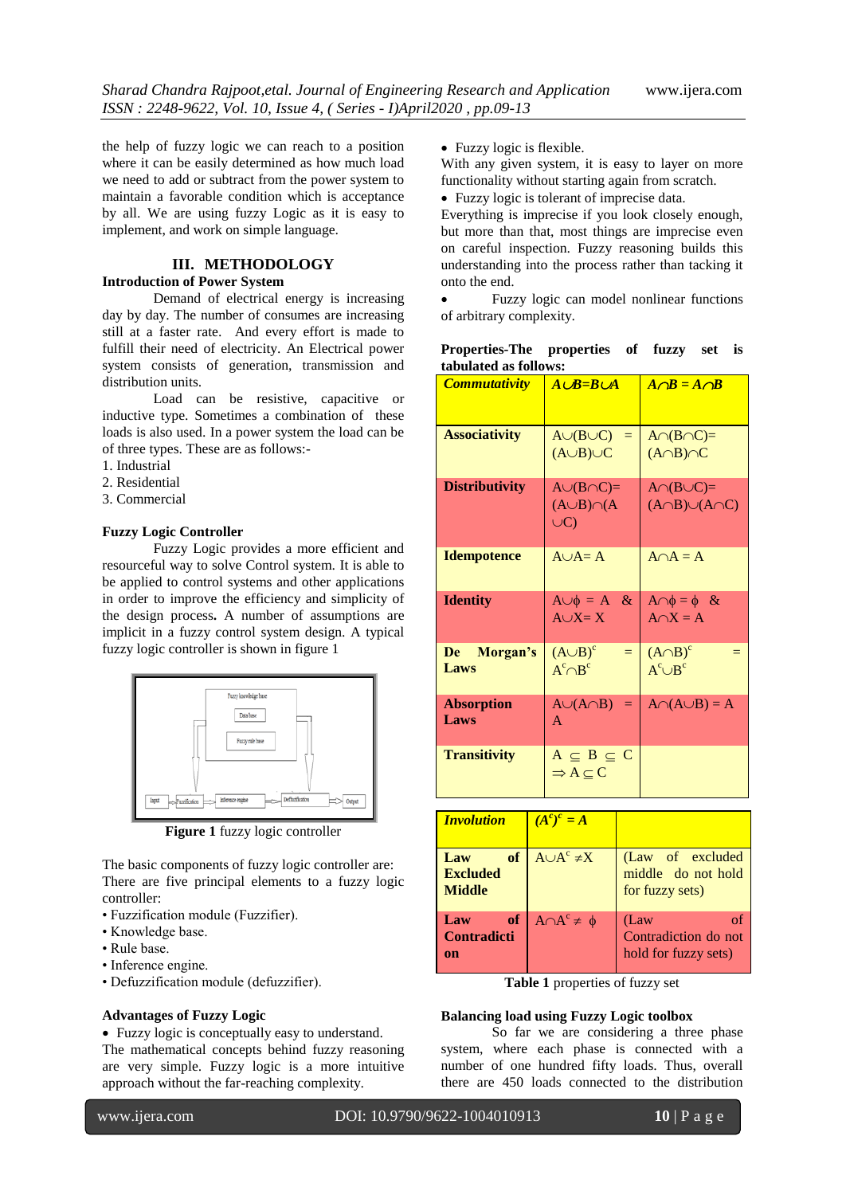the help of fuzzy logic we can reach to a position where it can be easily determined as how much load we need to add or subtract from the power system to maintain a favorable condition which is acceptance by all. We are using fuzzy Logic as it is easy to implement, and work on simple language.

## III. METHODOLOGY

**Introduction of Power System**

Demand of electrical energy is increasing day by day. The number of consumes are increasing still at a faster rate. And every effort is made to fulfill their need of electricity. An Electrical power system consists of generation, transmission and distribution units.

Load can be resistive, capacitive or inductive type. Sometimes a combination of these loads is also used. In a power system the load can be of three types. These are as follows:-

1. Industrial
2. Residential
3. Commercial

**Fuzzy Logic Controller**

Fuzzy Logic provides a more efficient and resourceful way to solve Control system. It is able to be applied to control systems and other applications in order to improve the efficiency and simplicity of the design process**.** A number of assumptions are implicit in a fuzzy control system design. A typical fuzzy logic controller is shown in figure 1

**Figure 1** fuzzy logic controller

The basic components of fuzzy logic controller are:
There are five principal elements to a fuzzy logic controller:

- Fuzzification module (Fuzzifier).
- Knowledge base.
- Rule base.
- Inference engine.
- Defuzzification module (defuzzifier).

**Advantages of Fuzzy Logic**

- Fuzzy logic is conceptually easy to understand.

The mathematical concepts behind fuzzy reasoning are very simple. Fuzzy logic is a more intuitive approach without the far-reaching complexity.

- Fuzzy logic is flexible.

With any given system, it is easy to layer on more functionality without starting again from scratch.

- Fuzzy logic is tolerant of imprecise data.

Everything is imprecise if you look closely enough, but more than that, most things are imprecise even on careful inspection. Fuzzy reasoning builds this understanding into the process rather than tacking it onto the end.

- Fuzzy logic can model nonlinear functions of arbitrary complexity.

**Properties-The properties of fuzzy set is tabulated as follows:**

| ***Commutativity*** | ***$A \cup B = B \cup A$*** | ***$A \cap B = A \cap B$*** |
|---|---|---|
| **Associativity** | $A \cup (B \cup C) = (A \cup B) \cup C$ | $A \cap (B \cap C) = (A \cap B) \cap C$ |
| **Distributivity** | $A \cup (B \cap C) = (A \cup B) \cap (A \cup C)$ | $A \cap (B \cup C) = (A \cap B) \cup (A \cap C)$ |
| **Idempotence** | $A \cup A = A$ | $A \cap A = A$ |
| **Identity** | $A \cup \phi = A$ & $A \cup X = X$ | $A \cap \phi = \phi$ & $A \cap X = A$ |
| **De Morgan's Laws** | $(A \cup B)^c = A^c \cap B^c$ | $(A \cap B)^c = A^c \cup B^c$ |
| **Absorption Laws** | $A \cup (A \cap B) = A$ | $A \cap (A \cup B) = A$ |
| **Transitivity** | $A \subseteq B \subseteq C \Rightarrow A \subseteq C$ | |
| ***Involution*** | ***$(A^c)^c = A$*** | |
| **Law of Excluded Middle** | $A \cup A^c \neq X$ | (Law of excluded middle do not hold for fuzzy sets) |
| **Law of Contradiction** | $A \cap A^c \neq \phi$ | (Law of Contradiction do not hold for fuzzy sets) |

**Table 1** properties of fuzzy set

**Balancing load using Fuzzy Logic toolbox**

So far we are considering a three phase system, where each phase is connected with a number of one hundred fifty loads. Thus, overall there are 450 loads connected to the distribution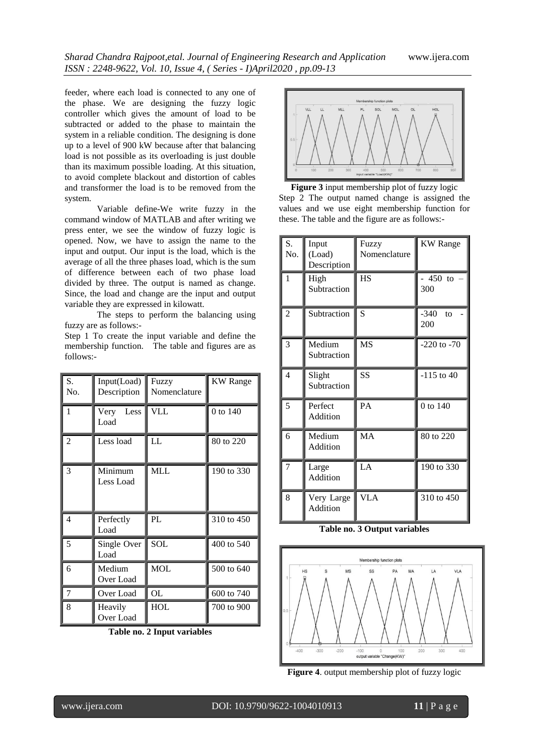feeder, where each load is connected to any one of the phase. We are designing the fuzzy logic controller which gives the amount of load to be subtracted or added to the phase to maintain the system in a reliable condition. The designing is done up to a level of 900 kW because after that balancing load is not possible as its overloading is just double than its maximum possible loading. At this situation, to avoid complete blackout and distortion of cables and transformer the load is to be removed from the system.

Variable define-We write fuzzy in the command window of MATLAB and after writing we press enter, we see the window of fuzzy logic is opened. Now, we have to assign the name to the input and output. Our input is the load, which is the average of all the three phases load, which is the sum of difference between each of two phase load divided by three. The output is named as change. Since, the load and change are the input and output variable they are expressed in kilowatt.

The steps to perform the balancing using fuzzy are as follows:-

Step 1 To create the input variable and define the membership function. The table and figures are as follows:-

| S. No. | Input(Load) Description | Fuzzy Nomenclature | KW Range |
|---|---|---|---|
| 1 | Very Less Load | VLL | 0 to 140 |
| 2 | Less load | LL | 80 to 220 |
| 3 | Minimum Less Load | MLL | 190 to 330 |
| 4 | Perfectly Load | PL | 310 to 450 |
| 5 | Single Over Load | SOL | 400 to 540 |
| 6 | Medium Over Load | MOL | 500 to 640 |
| 7 | Over Load | OL | 600 to 740 |
| 8 | Heavily Over Load | HOL | 700 to 900 |

**Table no. 2 Input variables**

**Figure 3** input membership plot of fuzzy logic

Step 2 The output named change is assigned the values and we use eight membership function for these. The table and the figure are as follows:-

| S. No. | Input (Load) Description | Fuzzy Nomenclature | KW Range |
|---|---|---|---|
| 1 | High Subtraction | HS | - 450 to – 300 |
| 2 | Subtraction | S | -340 to -200 |
| 3 | Medium Subtraction | MS | -220 to -70 |
| 4 | Slight Subtraction | SS | -115 to 40 |
| 5 | Perfect Addition | PA | 0 to 140 |
| 6 | Medium Addition | MA | 80 to 220 |
| 7 | Large Addition | LA | 190 to 330 |
| 8 | Very Large Addition | VLA | 310 to 450 |

**Table no. 3 Output variables**

**Figure 4**. output membership plot of fuzzy logic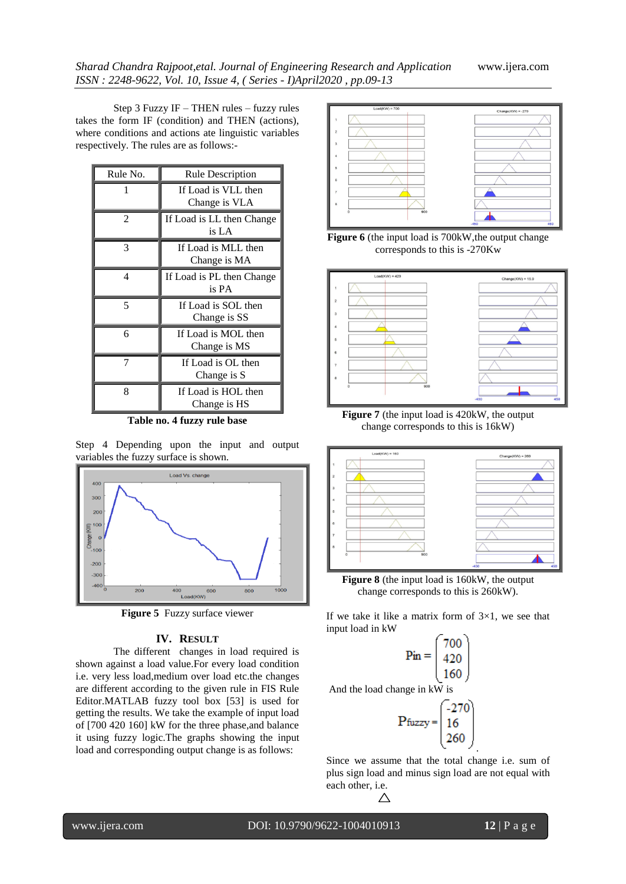Step 3 Fuzzy IF – THEN rules – fuzzy rules takes the form IF (condition) and THEN (actions), where conditions and actions ate linguistic variables respectively. The rules are as follows:-

| Rule No. | Rule Description |
| --- | --- |
| 1 | If Load is VLL then Change is VLA |
| 2 | If Load is LL then Change is LA |
| 3 | If Load is MLL then Change is MA |
| 4 | If Load is PL then Change is PA |
| 5 | If Load is SOL then Change is SS |
| 6 | If Load is MOL then Change is MS |
| 7 | If Load is OL then Change is S |
| 8 | If Load is HOL then Change is HS |

**Table no. 4 fuzzy rule base**

Step 4 Depending upon the input and output variables the fuzzy surface is shown.

**Figure 5** Fuzzy surface viewer

## IV. RESULT

The different changes in load required is shown against a load value.For every load condition i.e. very less load,medium over load etc.the changes are different according to the given rule in FIS Rule Editor.MATLAB fuzzy tool box [53] is used for getting the results. We take the example of input load of [700 420 160] kW for the three phase,and balance it using fuzzy logic.The graphs showing the input load and corresponding output change is as follows:

**Figure 6** (the input load is 700kW,the output change corresponds to this is -270Kw

**Figure 7** (the input load is 420kW, the output change corresponds to this is 16kW)

**Figure 8** (the input load is 160kW, the output change corresponds to this is 260kW).

If we take it like a matrix form of 3×1, we see that input load in kW

$$P_{in} = \begin{pmatrix} 700 \\ 420 \\ 160 \end{pmatrix}$$

And the load change in kW is

$$P_{fuzzy} = \begin{pmatrix} -270 \\ 16 \\ 260 \end{pmatrix}$$

Since we assume that the total change i.e. sum of plus sign load and minus sign load are not equal with each other, i.e.

$\triangle$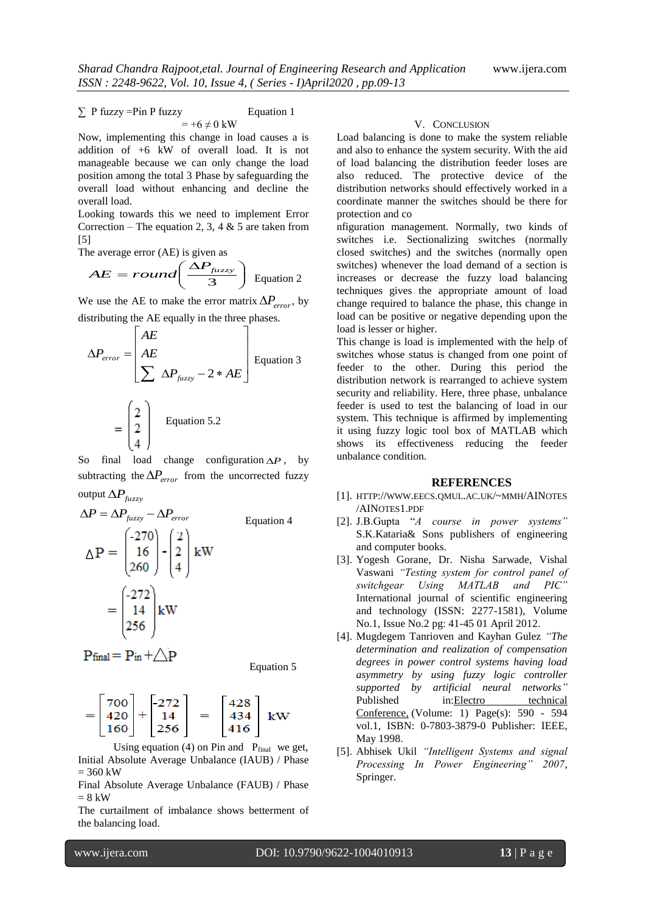$\sum$ P fuzzy =Pin P fuzzy Equation 1

$= +6 \neq 0$ kW

Now, implementing this change in load causes a is addition of +6 kW of overall load. It is not manageable because we can only change the load position among the total 3 Phase by safeguarding the overall load without enhancing and decline the overall load.

Looking towards this we need to implement Error Correction – The equation 2, 3, 4 & 5 are taken from [5]

The average error (AE) is given as

$$AE = round\left(\frac{\Delta P_{fuzzy}}{3}\right) \quad \text{Equation 2}$$

We use the AE to make the error matrix $\Delta P_{error}$, by distributing the AE equally in the three phases.

$$\Delta P_{error} = \begin{bmatrix} AE \\ AE \\ \sum \Delta P_{fuzzy} - 2 * AE \end{bmatrix} \quad \text{Equation 3}$$

$$= \begin{pmatrix} 2 \\ 2 \\ 4 \end{pmatrix} \quad \text{Equation 5.2}$$

So final load change configuration $\Delta P$, by subtracting the $\Delta P_{error}$ from the uncorrected fuzzy output $\Delta P_{fuzzy}$

$$\Delta P = \Delta P_{fuzzy} - \Delta P_{error} \quad \text{Equation 4}$$

$$\Delta P = \begin{pmatrix} -270 \\ 16 \\ 260 \end{pmatrix} - \begin{pmatrix} 2 \\ 2 \\ 4 \end{pmatrix} \text{kW}$$

$$= \begin{pmatrix} -272 \\ 14 \\ 256 \end{pmatrix} \text{kW}$$

$$P_{final} = P_{in} + \triangle P \quad \text{Equation 5}$$

$$= \begin{bmatrix} 700 \\ 420 \\ 160 \end{bmatrix} + \begin{bmatrix} -272 \\ 14 \\ 256 \end{bmatrix} = \begin{bmatrix} 428 \\ 434 \\ 416 \end{bmatrix} \text{kW}$$

Using equation (4) on Pin and $P_{final}$ we get,

Initial Absolute Average Unbalance (IAUB) / Phase = 360 kW

Final Absolute Average Unbalance (FAUB) / Phase = 8 kW

The curtailment of imbalance shows betterment of the balancing load.

## V. Conclusion

Load balancing is done to make the system reliable and also to enhance the system security. With the aid of load balancing the distribution feeder loses are also reduced. The protective device of the distribution networks should effectively worked in a coordinate manner the switches should be there for protection and configuration management. Normally, two kinds of switches i.e. Sectionalizing switches (normally closed switches) and the switches (normally open switches) whenever the load demand of a section is increases or decrease the fuzzy load balancing techniques gives the appropriate amount of load change required to balance the phase, this change in load can be positive or negative depending upon the load is lesser or higher.

This change is load is implemented with the help of switches whose status is changed from one point of feeder to the other. During this period the distribution network is rearranged to achieve system security and reliability. Here, three phase, unbalance feeder is used to test the balancing of load in our system. This technique is affirmed by implementing it using fuzzy logic tool box of MATLAB which shows its effectiveness reducing the feeder unbalance condition.

## REFERENCES

[1]. http://www.eecs.qmul.ac.uk/~mmh/AINotes/AINotes1.pdf

[2]. J.B.Gupta *"A course in power systems"* S.K.Kataria& Sons publishers of engineering and computer books.

[3]. Yogesh Gorane, Dr. Nisha Sarwade, Vishal Vaswani *"Testing system for control panel of switchgear Using MATLAB and PIC"* International journal of scientific engineering and technology (ISSN: 2277-1581), Volume No.1, Issue No.2 pg: 41-45 01 April 2012.

[4]. Mugdegem Tanrioven and Kayhan Gulez *"The determination and realization of compensation degrees in power control systems having load asymmetry by using fuzzy logic controller supported by artificial neural networks"* Published in:Electro technical Conference, (Volume: 1) Page(s): 590 - 594 vol.1, ISBN: 0-7803-3879-0 Publisher: IEEE, May 1998.

[5]. Abhisek Ukil *"Intelligent Systems and signal Processing In Power Engineering" 2007*, Springer.